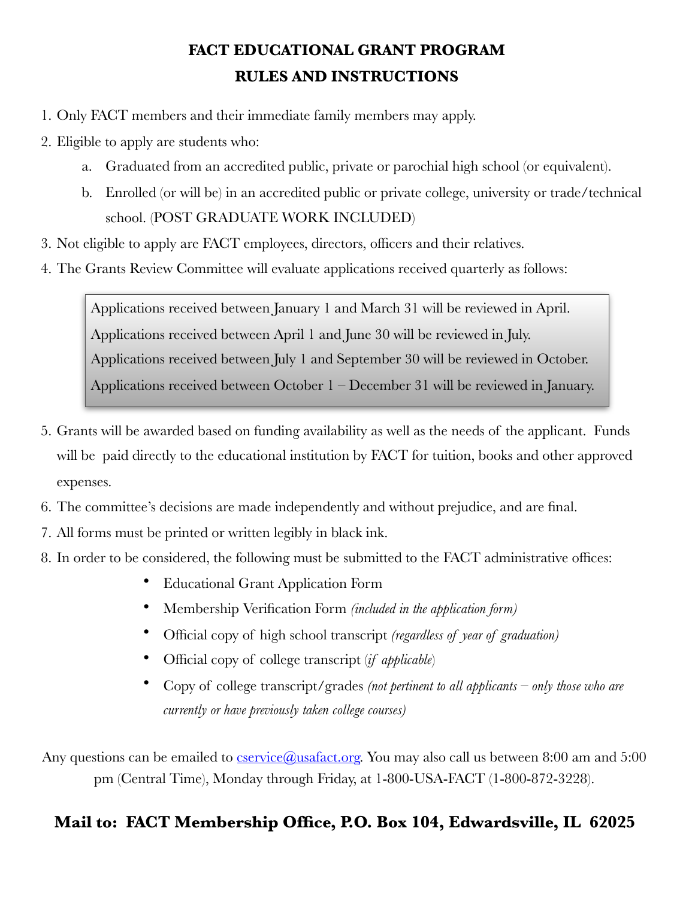# FACT EDUCATIONAL GRANT PROGRAM
# RULES AND INSTRUCTIONS

1. Only FACT members and their immediate family members may apply.
2. Eligible to apply are students who:
   a. Graduated from an accredited public, private or parochial high school (or equivalent).
   b. Enrolled (or will be) in an accredited public or private college, university or trade/technical school. (POST GRADUATE WORK INCLUDED)
3. Not eligible to apply are FACT employees, directors, officers and their relatives.
4. The Grants Review Committee will evaluate applications received quarterly as follows:

> Applications received between January 1 and March 31 will be reviewed in April.
> Applications received between April 1 and June 30 will be reviewed in July.
> Applications received between July 1 and September 30 will be reviewed in October.
> Applications received between October 1 – December 31 will be reviewed in January.

5. Grants will be awarded based on funding availability as well as the needs of the applicant. Funds will be paid directly to the educational institution by FACT for tuition, books and other approved expenses.
6. The committee's decisions are made independently and without prejudice, and are final.
7. All forms must be printed or written legibly in black ink.
8. In order to be considered, the following must be submitted to the FACT administrative offices:
   - Educational Grant Application Form
   - Membership Verification Form *(included in the application form)*
   - Official copy of high school transcript *(regardless of year of graduation)*
   - Official copy of college transcript (*if applicable*)
   - Copy of college transcript/grades *(not pertinent to all applicants – only those who are currently or have previously taken college courses)*

Any questions can be emailed to cservice@usafact.org. You may also call us between 8:00 am and 5:00 pm (Central Time), Monday through Friday, at 1-800-USA-FACT (1-800-872-3228).

**Mail to: FACT Membership Office, P.O. Box 104, Edwardsville, IL 62025**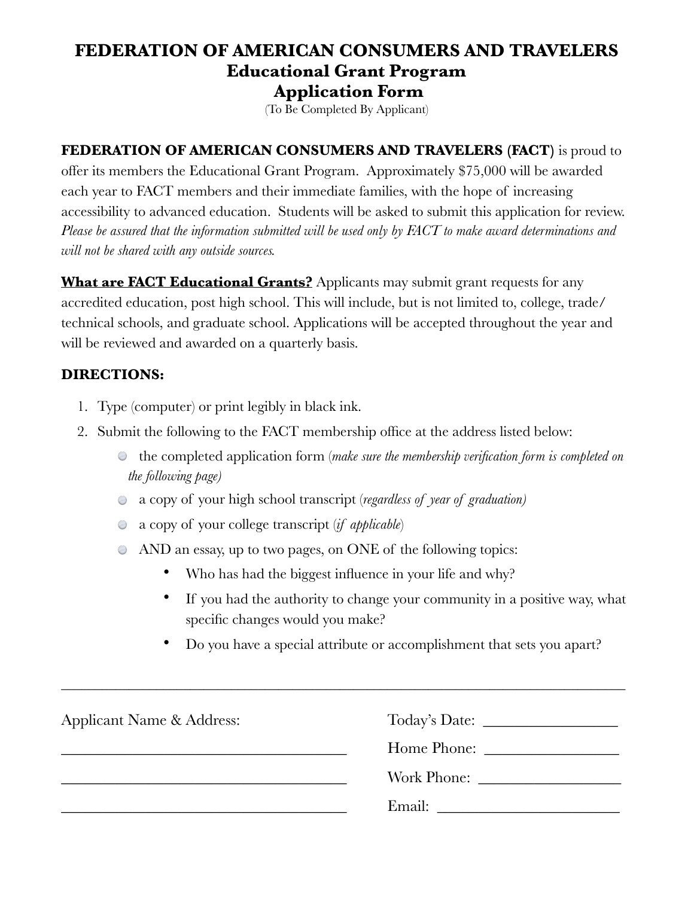# FEDERATION OF AMERICAN CONSUMERS AND TRAVELERS
## Educational Grant Program
## Application Form

(To Be Completed By Applicant)

**FEDERATION OF AMERICAN CONSUMERS AND TRAVELERS (FACT)** is proud to offer its members the Educational Grant Program. Approximately $75,000 will be awarded each year to FACT members and their immediate families, with the hope of increasing accessibility to advanced education. Students will be asked to submit this application for review. *Please be assured that the information submitted will be used only by FACT to make award determinations and will not be shared with any outside sources.*

**What are FACT Educational Grants?** Applicants may submit grant requests for any accredited education, post high school. This will include, but is not limited to, college, trade/technical schools, and graduate school. Applications will be accepted throughout the year and will be reviewed and awarded on a quarterly basis.

**DIRECTIONS:**

1. Type (computer) or print legibly in black ink.
2. Submit the following to the FACT membership office at the address listed below:
   - the completed application form (*make sure the membership verification form is completed on the following page)*
   - a copy of your high school transcript (*regardless of year of graduation)*
   - a copy of your college transcript (*if applicable*)
   - AND an essay, up to two pages, on ONE of the following topics:
     - Who has had the biggest influence in your life and why?
     - If you had the authority to change your community in a positive way, what specific changes would you make?
     - Do you have a special attribute or accomplishment that sets you apart?

---

Applicant Name & Address:

______________________________________

______________________________________

______________________________________

Today's Date: _________________

Home Phone: _________________

Work Phone: __________________

Email: ________________________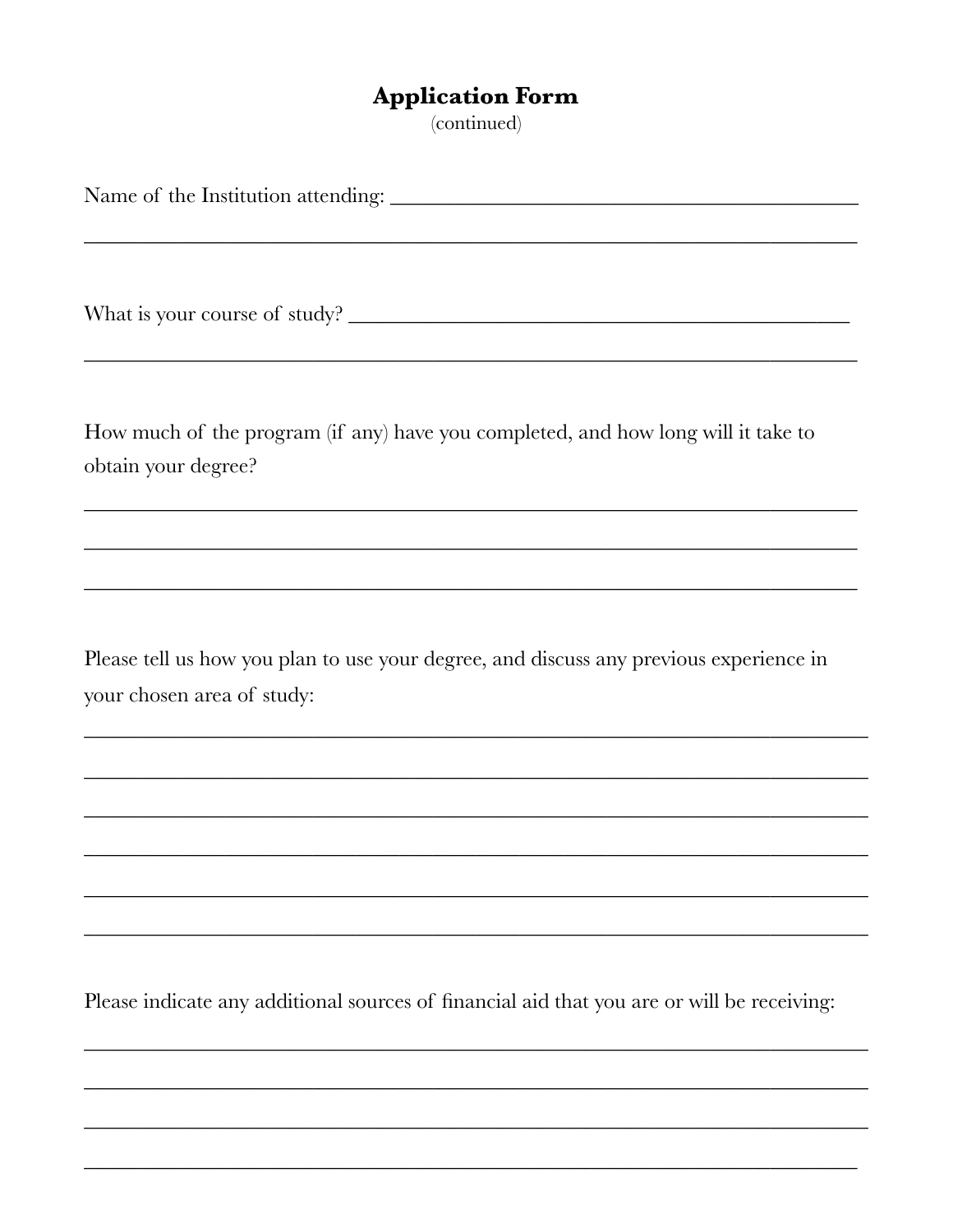# Application Form

(continued)

Name of the Institution attending: ____________________________________________

______________________________________________________________________________

What is your course of study? _______________________________________________

______________________________________________________________________________

How much of the program (if any) have you completed, and how long will it take to obtain your degree?

______________________________________________________________________________

______________________________________________________________________________

______________________________________________________________________________

Please tell us how you plan to use your degree, and discuss any previous experience in your chosen area of study:

______________________________________________________________________________

______________________________________________________________________________

______________________________________________________________________________

______________________________________________________________________________

______________________________________________________________________________

______________________________________________________________________________

Please indicate any additional sources of financial aid that you are or will be receiving:

______________________________________________________________________________

______________________________________________________________________________

______________________________________________________________________________

______________________________________________________________________________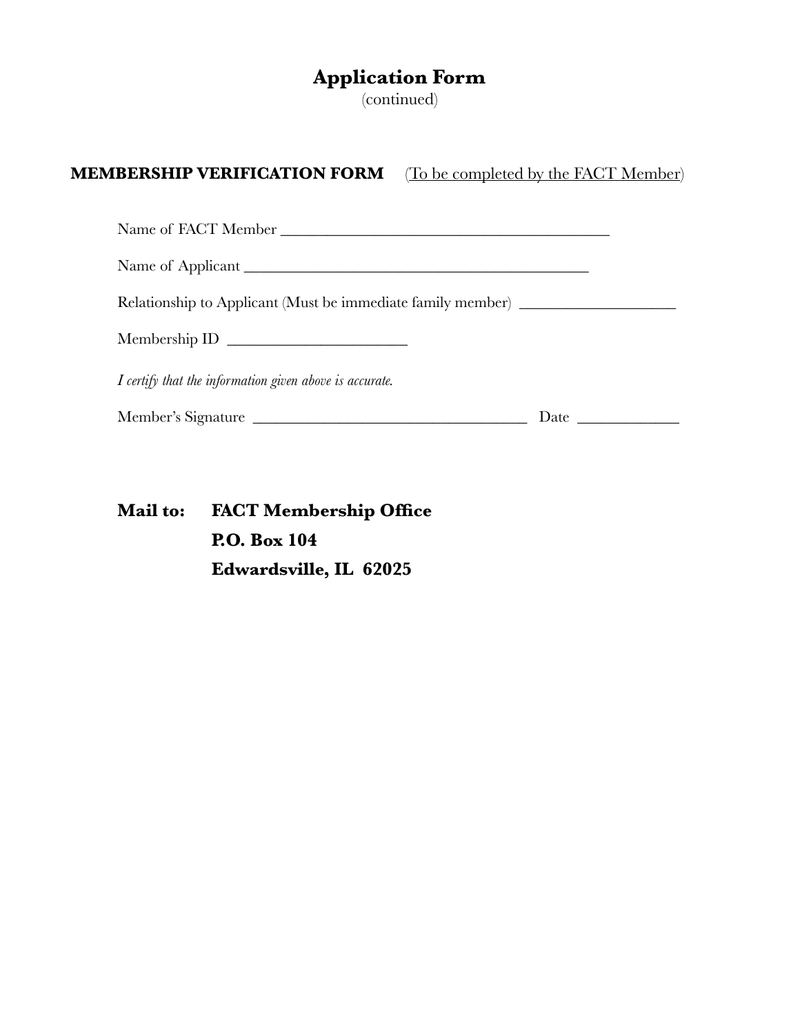# Application Form

(continued)

**MEMBERSHIP VERIFICATION FORM** (To be completed by the FACT Member)

Name of FACT Member ___________________________________________

Name of Applicant _____________________________________________

Relationship to Applicant (Must be immediate family member) ____________________

Membership ID _______________________

*I certify that the information given above is accurate.*

Member's Signature ___________________________________ Date _____________

**Mail to: FACT Membership Office**
**P.O. Box 104**
**Edwardsville, IL 62025**